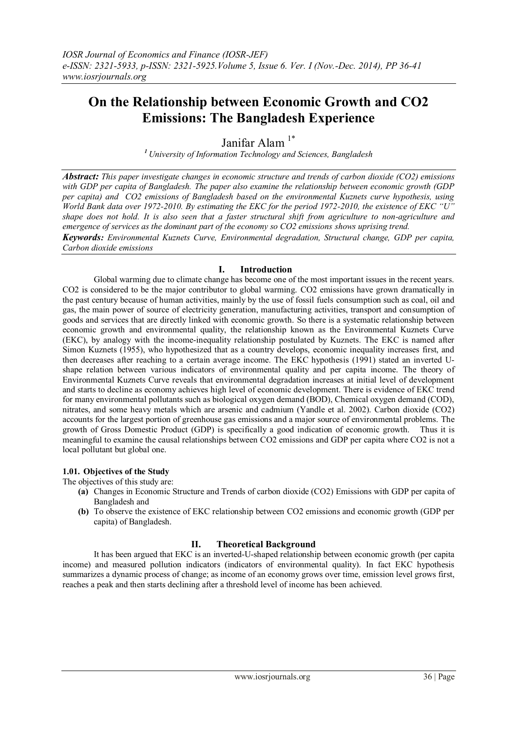# On the Relationship between Economic Growth and CO2 Emissions: The Bangladesh Experience

Janifar Alam [1*]

[1] University of Information Technology and Sciences, Bangladesh

***Abstract:*** *This paper investigate changes in economic structure and trends of carbon dioxide (CO2) emissions with GDP per capita of Bangladesh. The paper also examine the relationship between economic growth (GDP per capita) and CO2 emissions of Bangladesh based on the environmental Kuznets curve hypothesis, using World Bank data over 1972-2010. By estimating the EKC for the period 1972-2010, the existence of EKC "U" shape does not hold. It is also seen that a faster structural shift from agriculture to non-agriculture and emergence of services as the dominant part of the economy so CO2 emissions shows uprising trend.*

***Keywords:*** *Environmental Kuznets Curve, Environmental degradation, Structural change, GDP per capita, Carbon dioxide emissions*

## I. Introduction

Global warming due to climate change has become one of the most important issues in the recent years. CO2 is considered to be the major contributor to global warming. CO2 emissions have grown dramatically in the past century because of human activities, mainly by the use of fossil fuels consumption such as coal, oil and gas, the main power of source of electricity generation, manufacturing activities, transport and consumption of goods and services that are directly linked with economic growth. So there is a systematic relationship between economic growth and environmental quality, the relationship known as the Environmental Kuznets Curve (EKC), by analogy with the income-inequality relationship postulated by Kuznets. The EKC is named after Simon Kuznets (1955), who hypothesized that as a country develops, economic inequality increases first, and then decreases after reaching to a certain average income. The EKC hypothesis (1991) stated an inverted U-shape relation between various indicators of environmental quality and per capita income. The theory of Environmental Kuznets Curve reveals that environmental degradation increases at initial level of development and starts to decline as economy achieves high level of economic development. There is evidence of EKC trend for many environmental pollutants such as biological oxygen demand (BOD), Chemical oxygen demand (COD), nitrates, and some heavy metals which are arsenic and cadmium (Yandle et al. 2002). Carbon dioxide (CO2) accounts for the largest portion of greenhouse gas emissions and a major source of environmental problems. The growth of Gross Domestic Product (GDP) is specifically a good indication of economic growth. Thus it is meaningful to examine the causal relationships between CO2 emissions and GDP per capita where CO2 is not a local pollutant but global one.

### 1.01. Objectives of the Study

The objectives of this study are:

- **(a)** Changes in Economic Structure and Trends of carbon dioxide (CO2) Emissions with GDP per capita of Bangladesh and
- **(b)** To observe the existence of EKC relationship between CO2 emissions and economic growth (GDP per capita) of Bangladesh.

## II. Theoretical Background

It has been argued that EKC is an inverted-U-shaped relationship between economic growth (per capita income) and measured pollution indicators (indicators of environmental quality). In fact EKC hypothesis summarizes a dynamic process of change; as income of an economy grows over time, emission level grows first, reaches a peak and then starts declining after a threshold level of income has been achieved.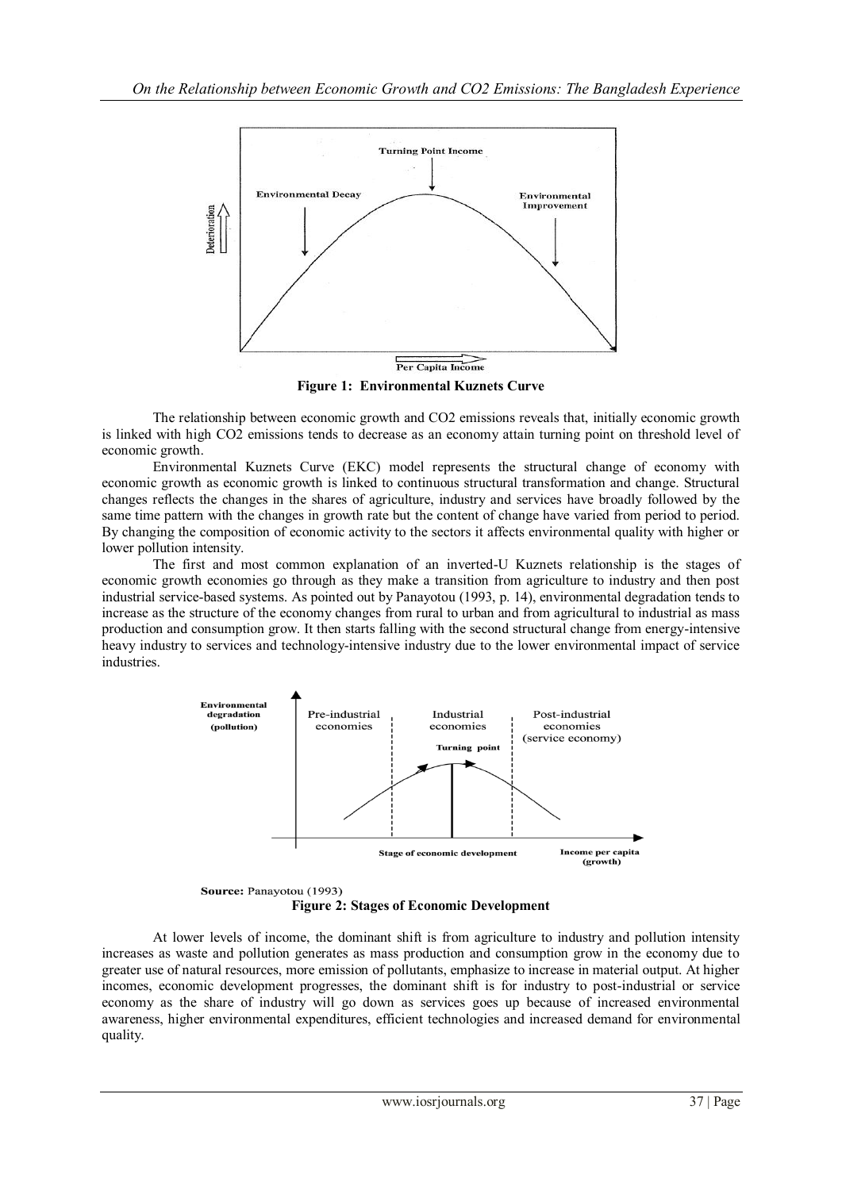**Figure 1: Environmental Kuznets Curve**

The relationship between economic growth and $CO_2$ emissions reveals that, initially economic growth is linked with high $CO_2$ emissions tends to decrease as an economy attain turning point on threshold level of economic growth.

Environmental Kuznets Curve (EKC) model represents the structural change of economy with economic growth as economic growth is linked to continuous structural transformation and change. Structural changes reflects the changes in the shares of agriculture, industry and services have broadly followed by the same time pattern with the changes in growth rate but the content of change have varied from period to period. By changing the composition of economic activity to the sectors it affects environmental quality with higher or lower pollution intensity.

The first and most common explanation of an inverted-U Kuznets relationship is the stages of economic growth economies go through as they make a transition from agriculture to industry and then post industrial service-based systems. As pointed out by Panayotou (1993, p. 14), environmental degradation tends to increase as the structure of the economy changes from rural to urban and from agricultural to industrial as mass production and consumption grow. It then starts falling with the second structural change from energy-intensive heavy industry to services and technology-intensive industry due to the lower environmental impact of service industries.

**Source:** Panayotou (1993)

**Figure 2: Stages of Economic Development**

At lower levels of income, the dominant shift is from agriculture to industry and pollution intensity increases as waste and pollution generates as mass production and consumption grow in the economy due to greater use of natural resources, more emission of pollutants, emphasize to increase in material output. At higher incomes, economic development progresses, the dominant shift is for industry to post-industrial or service economy as the share of industry will go down as services goes up because of increased environmental awareness, higher environmental expenditures, efficient technologies and increased demand for environmental quality.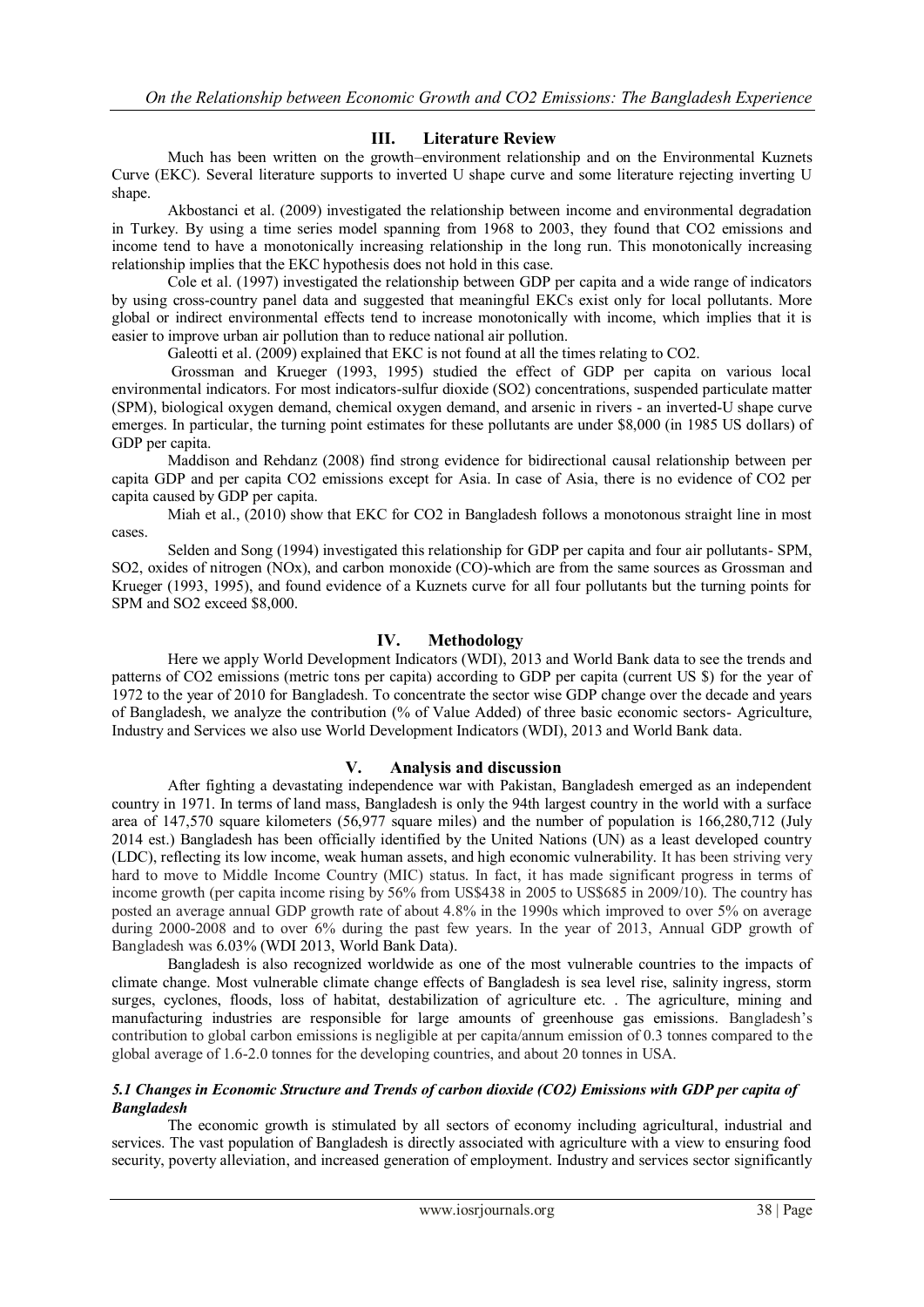## III. Literature Review

Much has been written on the growth–environment relationship and on the Environmental Kuznets Curve (EKC). Several literature supports to inverted U shape curve and some literature rejecting inverting U shape.

Akbostanci et al. (2009) investigated the relationship between income and environmental degradation in Turkey. By using a time series model spanning from 1968 to 2003, they found that $CO_2$ emissions and income tend to have a monotonically increasing relationship in the long run. This monotonically increasing relationship implies that the EKC hypothesis does not hold in this case.

Cole et al. (1997) investigated the relationship between GDP per capita and a wide range of indicators by using cross-country panel data and suggested that meaningful EKCs exist only for local pollutants. More global or indirect environmental effects tend to increase monotonically with income, which implies that it is easier to improve urban air pollution than to reduce national air pollution.

Galeotti et al. (2009) explained that EKC is not found at all the times relating to $CO_2$.

Grossman and Krueger (1993, 1995) studied the effect of GDP per capita on various local environmental indicators. For most indicators-sulfur dioxide ($SO_2$) concentrations, suspended particulate matter (SPM), biological oxygen demand, chemical oxygen demand, and arsenic in rivers - an inverted-U shape curve emerges. In particular, the turning point estimates for these pollutants are under \$8,000 (in 1985 US dollars) of GDP per capita.

Maddison and Rehdanz (2008) find strong evidence for bidirectional causal relationship between per capita GDP and per capita $CO_2$ emissions except for Asia. In case of Asia, there is no evidence of $CO_2$ per capita caused by GDP per capita.

Miah et al., (2010) show that EKC for $CO_2$ in Bangladesh follows a monotonous straight line in most cases.

Selden and Song (1994) investigated this relationship for GDP per capita and four air pollutants- SPM, $SO_2$, oxides of nitrogen (NOx), and carbon monoxide (CO)-which are from the same sources as Grossman and Krueger (1993, 1995), and found evidence of a Kuznets curve for all four pollutants but the turning points for SPM and $SO_2$ exceed \$8,000.

## IV. Methodology

Here we apply World Development Indicators (WDI), 2013 and World Bank data to see the trends and patterns of $CO_2$ emissions (metric tons per capita) according to GDP per capita (current US \$) for the year of 1972 to the year of 2010 for Bangladesh. To concentrate the sector wise GDP change over the decade and years of Bangladesh, we analyze the contribution (% of Value Added) of three basic economic sectors- Agriculture, Industry and Services we also use World Development Indicators (WDI), 2013 and World Bank data.

## V. Analysis and discussion

After fighting a devastating independence war with Pakistan, Bangladesh emerged as an independent country in 1971. In terms of land mass, Bangladesh is only the 94th largest country in the world with a surface area of 147,570 square kilometers (56,977 square miles) and the number of population is 166,280,712 (July 2014 est.) Bangladesh has been officially identified by the United Nations (UN) as a least developed country (LDC), reflecting its low income, weak human assets, and high economic vulnerability. It has been striving very hard to move to Middle Income Country (MIC) status. In fact, it has made significant progress in terms of income growth (per capita income rising by 56% from US\$438 in 2005 to US\$685 in 2009/10). The country has posted an average annual GDP growth rate of about 4.8% in the 1990s which improved to over 5% on average during 2000-2008 and to over 6% during the past few years. In the year of 2013, Annual GDP growth of Bangladesh was 6.03% (WDI 2013, World Bank Data).

Bangladesh is also recognized worldwide as one of the most vulnerable countries to the impacts of climate change. Most vulnerable climate change effects of Bangladesh is sea level rise, salinity ingress, storm surges, cyclones, floods, loss of habitat, destabilization of agriculture etc. . The agriculture, mining and manufacturing industries are responsible for large amounts of greenhouse gas emissions. Bangladesh's contribution to global carbon emissions is negligible at per capita/annum emission of 0.3 tonnes compared to the global average of 1.6-2.0 tonnes for the developing countries, and about 20 tonnes in USA.

### *5.1 Changes in Economic Structure and Trends of carbon dioxide ($CO_2$) Emissions with GDP per capita of Bangladesh*

The economic growth is stimulated by all sectors of economy including agricultural, industrial and services. The vast population of Bangladesh is directly associated with agriculture with a view to ensuring food security, poverty alleviation, and increased generation of employment. Industry and services sector significantly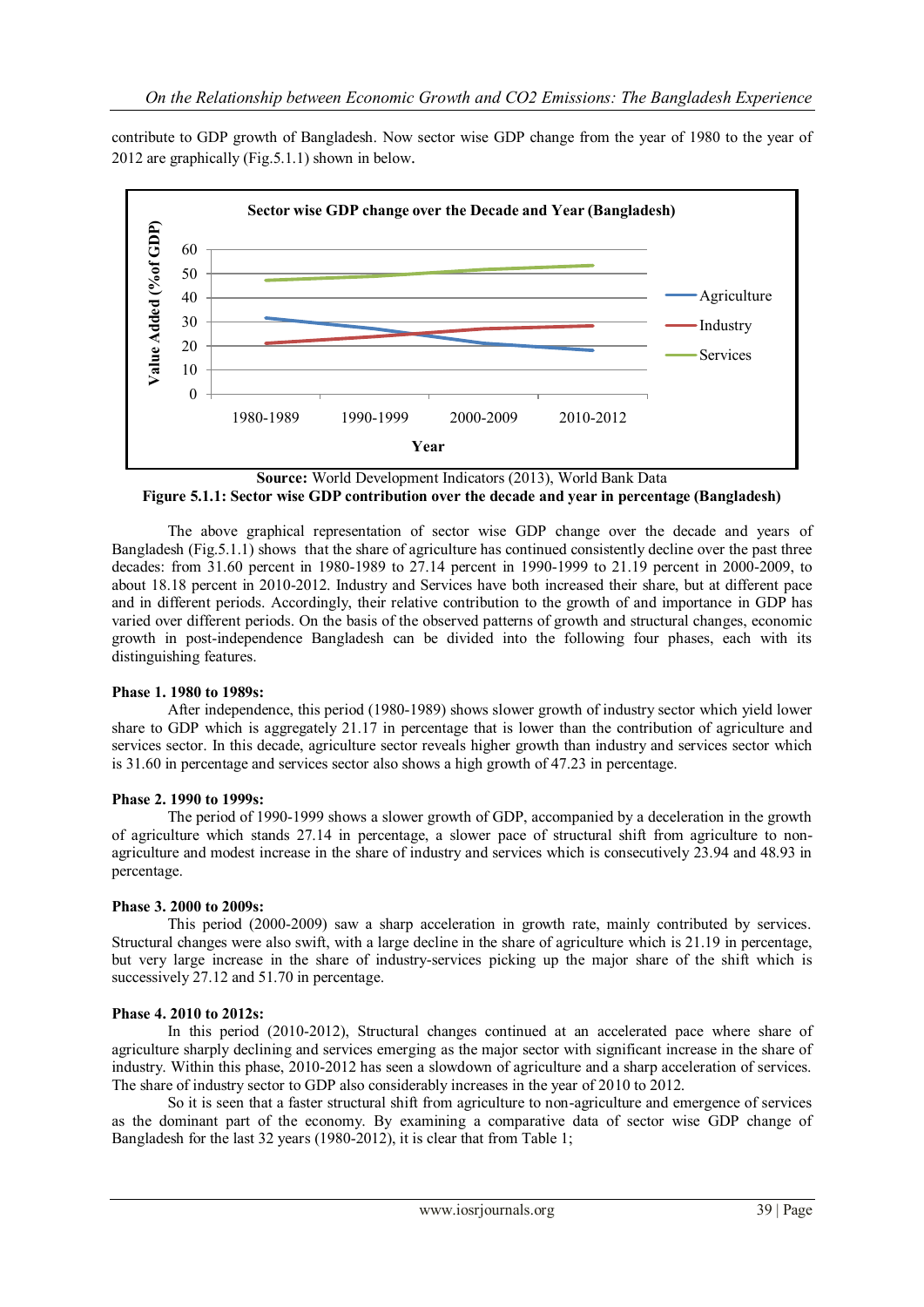contribute to GDP growth of Bangladesh. Now sector wise GDP change from the year of 1980 to the year of 2012 are graphically (Fig.5.1.1) shown in below.

**Source:** World Development Indicators (2013), World Bank Data

**Figure 5.1.1: Sector wise GDP contribution over the decade and year in percentage (Bangladesh)**

The above graphical representation of sector wise GDP change over the decade and years of Bangladesh (Fig.5.1.1) shows that the share of agriculture has continued consistently decline over the past three decades: from 31.60 percent in 1980-1989 to 27.14 percent in 1990-1999 to 21.19 percent in 2000-2009, to about 18.18 percent in 2010-2012. Industry and Services have both increased their share, but at different pace and in different periods. Accordingly, their relative contribution to the growth of and importance in GDP has varied over different periods. On the basis of the observed patterns of growth and structural changes, economic growth in post-independence Bangladesh can be divided into the following four phases, each with its distinguishing features.

**Phase 1. 1980 to 1989s:**

After independence, this period (1980-1989) shows slower growth of industry sector which yield lower share to GDP which is aggregately 21.17 in percentage that is lower than the contribution of agriculture and services sector. In this decade, agriculture sector reveals higher growth than industry and services sector which is 31.60 in percentage and services sector also shows a high growth of 47.23 in percentage.

**Phase 2. 1990 to 1999s:**

The period of 1990-1999 shows a slower growth of GDP, accompanied by a deceleration in the growth of agriculture which stands 27.14 in percentage, a slower pace of structural shift from agriculture to non-agriculture and modest increase in the share of industry and services which is consecutively 23.94 and 48.93 in percentage.

**Phase 3. 2000 to 2009s:**

This period (2000-2009) saw a sharp acceleration in growth rate, mainly contributed by services. Structural changes were also swift, with a large decline in the share of agriculture which is 21.19 in percentage, but very large increase in the share of industry-services picking up the major share of the shift which is successively 27.12 and 51.70 in percentage.

**Phase 4. 2010 to 2012s:**

In this period (2010-2012), Structural changes continued at an accelerated pace where share of agriculture sharply declining and services emerging as the major sector with significant increase in the share of industry. Within this phase, 2010-2012 has seen a slowdown of agriculture and a sharp acceleration of services. The share of industry sector to GDP also considerably increases in the year of 2010 to 2012.

So it is seen that a faster structural shift from agriculture to non-agriculture and emergence of services as the dominant part of the economy. By examining a comparative data of sector wise GDP change of Bangladesh for the last 32 years (1980-2012), it is clear that from Table 1;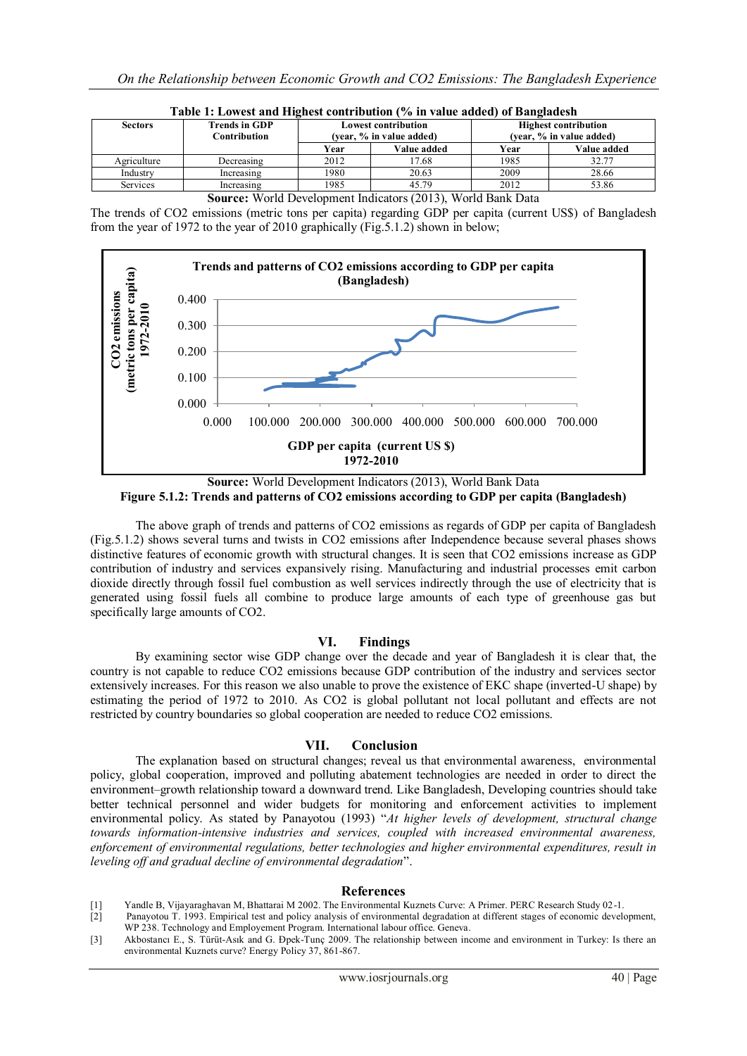**Table 1: Lowest and Highest contribution (% in value added) of Bangladesh**

| Sectors | Trends in GDP Contribution | Lowest contribution (year, % in value added) | | Highest contribution (year, % in value added) | |
|---|---|---|---|---|---|
| | | Year | Value added | Year | Value added |
| Agriculture | Decreasing | 2012 | 17.68 | 1985 | 32.77 |
| Industry | Increasing | 1980 | 20.63 | 2009 | 28.66 |
| Services | Increasing | 1985 | 45.79 | 2012 | 53.86 |

**Source:** World Development Indicators (2013), World Bank Data

The trends of $CO_2$ emissions (metric tons per capita) regarding GDP per capita (current US$) of Bangladesh from the year of 1972 to the year of 2010 graphically (Fig.5.1.2) shown in below;

**Source:** World Development Indicators (2013), World Bank Data

**Figure 5.1.2: Trends and patterns of $CO_2$ emissions according to GDP per capita (Bangladesh)**

The above graph of trends and patterns of $CO_2$ emissions as regards of GDP per capita of Bangladesh (Fig.5.1.2) shows several turns and twists in $CO_2$ emissions after Independence because several phases shows distinctive features of economic growth with structural changes. It is seen that $CO_2$ emissions increase as GDP contribution of industry and services expansively rising. Manufacturing and industrial processes emit carbon dioxide directly through fossil fuel combustion as well services indirectly through the use of electricity that is generated using fossil fuels all combine to produce large amounts of each type of greenhouse gas but specifically large amounts of $CO_2$.

## VI. Findings

By examining sector wise GDP change over the decade and year of Bangladesh it is clear that, the country is not capable to reduce $CO_2$ emissions because GDP contribution of the industry and services sector extensively increases. For this reason we also unable to prove the existence of EKC shape (inverted-U shape) by estimating the period of 1972 to 2010. As $CO_2$ is global pollutant not local pollutant and effects are not restricted by country boundaries so global cooperation are needed to reduce $CO_2$ emissions.

## VII. Conclusion

The explanation based on structural changes; reveal us that environmental awareness, environmental policy, global cooperation, improved and polluting abatement technologies are needed in order to direct the environment–growth relationship toward a downward trend. Like Bangladesh, Developing countries should take better technical personnel and wider budgets for monitoring and enforcement activities to implement environmental policy. As stated by Panayotou (1993) "*At higher levels of development, structural change towards information-intensive industries and services, coupled with increased environmental awareness, enforcement of environmental regulations, better technologies and higher environmental expenditures, result in leveling off and gradual decline of environmental degradation*".

## References

[1] Yandle B, Vijayaraghavan M, Bhattarai M 2002. The Environmental Kuznets Curve: A Primer. PERC Research Study 02-1.

[2] Panayotou T. 1993. Empirical test and policy analysis of environmental degradation at different stages of economic development, WP 238. Technology and Employement Program. International labour office. Geneva.

[3] Akbostancı E., S. Türüt-Asık and G. Đpek-Tunç 2009. The relationship between income and environment in Turkey: Is there an environmental Kuznets curve? Energy Policy 37, 861-867.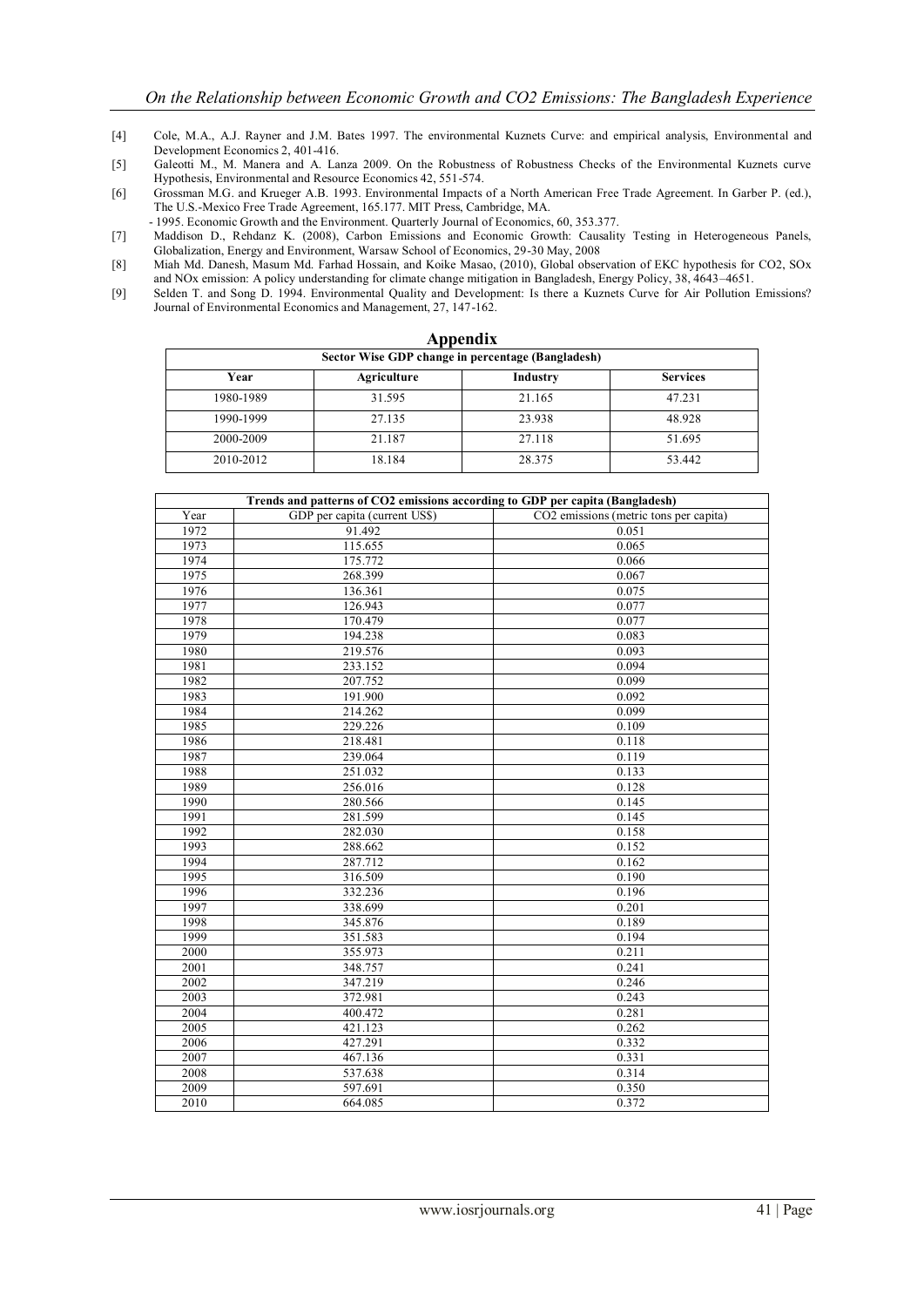[4] Cole, M.A., A.J. Rayner and J.M. Bates 1997. The environmental Kuznets Curve: and empirical analysis, Environmental and Development Economics 2, 401-416.

[5] Galeotti M., M. Manera and A. Lanza 2009. On the Robustness of Robustness Checks of the Environmental Kuznets curve Hypothesis, Environmental and Resource Economics 42, 551-574.

[6] Grossman M.G. and Krueger A.B. 1993. Environmental Impacts of a North American Free Trade Agreement. In Garber P. (ed.), The U.S.-Mexico Free Trade Agreement, 165.177. MIT Press, Cambridge, MA.
- 1995. Economic Growth and the Environment. Quarterly Journal of Economics, 60, 353.377.

[7] Maddison D., Rehdanz K. (2008), Carbon Emissions and Economic Growth: Causality Testing in Heterogeneous Panels, Globalization, Energy and Environment, Warsaw School of Economics, 29-30 May, 2008

[8] Miah Md. Danesh, Masum Md. Farhad Hossain, and Koike Masao, (2010), Global observation of EKC hypothesis for CO2, SOx and NOx emission: A policy understanding for climate change mitigation in Bangladesh, Energy Policy, 38, 4643–4651.

[9] Selden T. and Song D. 1994. Environmental Quality and Development: Is there a Kuznets Curve for Air Pollution Emissions? Journal of Environmental Economics and Management, 27, 147-162.

# Appendix

**Sector Wise GDP change in percentage (Bangladesh)**

| Year | Agriculture | Industry | Services |
|---|---|---|---|
| 1980-1989 | 31.595 | 21.165 | 47.231 |
| 1990-1999 | 27.135 | 23.938 | 48.928 |
| 2000-2009 | 21.187 | 27.118 | 51.695 |
| 2010-2012 | 18.184 | 28.375 | 53.442 |

**Trends and patterns of CO2 emissions according to GDP per capita (Bangladesh)**

| Year | GDP per capita (current US$) | CO2 emissions (metric tons per capita) |
|---|---|---|
| 1972 | 91.492 | 0.051 |
| 1973 | 115.655 | 0.065 |
| 1974 | 175.772 | 0.066 |
| 1975 | 268.399 | 0.067 |
| 1976 | 136.361 | 0.075 |
| 1977 | 126.943 | 0.077 |
| 1978 | 170.479 | 0.077 |
| 1979 | 194.238 | 0.083 |
| 1980 | 219.576 | 0.093 |
| 1981 | 233.152 | 0.094 |
| 1982 | 207.752 | 0.099 |
| 1983 | 191.900 | 0.092 |
| 1984 | 214.262 | 0.099 |
| 1985 | 229.226 | 0.109 |
| 1986 | 218.481 | 0.118 |
| 1987 | 239.064 | 0.119 |
| 1988 | 251.032 | 0.133 |
| 1989 | 256.016 | 0.128 |
| 1990 | 280.566 | 0.145 |
| 1991 | 281.599 | 0.145 |
| 1992 | 282.030 | 0.158 |
| 1993 | 288.662 | 0.152 |
| 1994 | 287.712 | 0.162 |
| 1995 | 316.509 | 0.190 |
| 1996 | 332.236 | 0.196 |
| 1997 | 338.699 | 0.201 |
| 1998 | 345.876 | 0.189 |
| 1999 | 351.583 | 0.194 |
| 2000 | 355.973 | 0.211 |
| 2001 | 348.757 | 0.241 |
| 2002 | 347.219 | 0.246 |
| 2003 | 372.981 | 0.243 |
| 2004 | 400.472 | 0.281 |
| 2005 | 421.123 | 0.262 |
| 2006 | 427.291 | 0.332 |
| 2007 | 467.136 | 0.331 |
| 2008 | 537.638 | 0.314 |
| 2009 | 597.691 | 0.350 |
| 2010 | 664.085 | 0.372 |